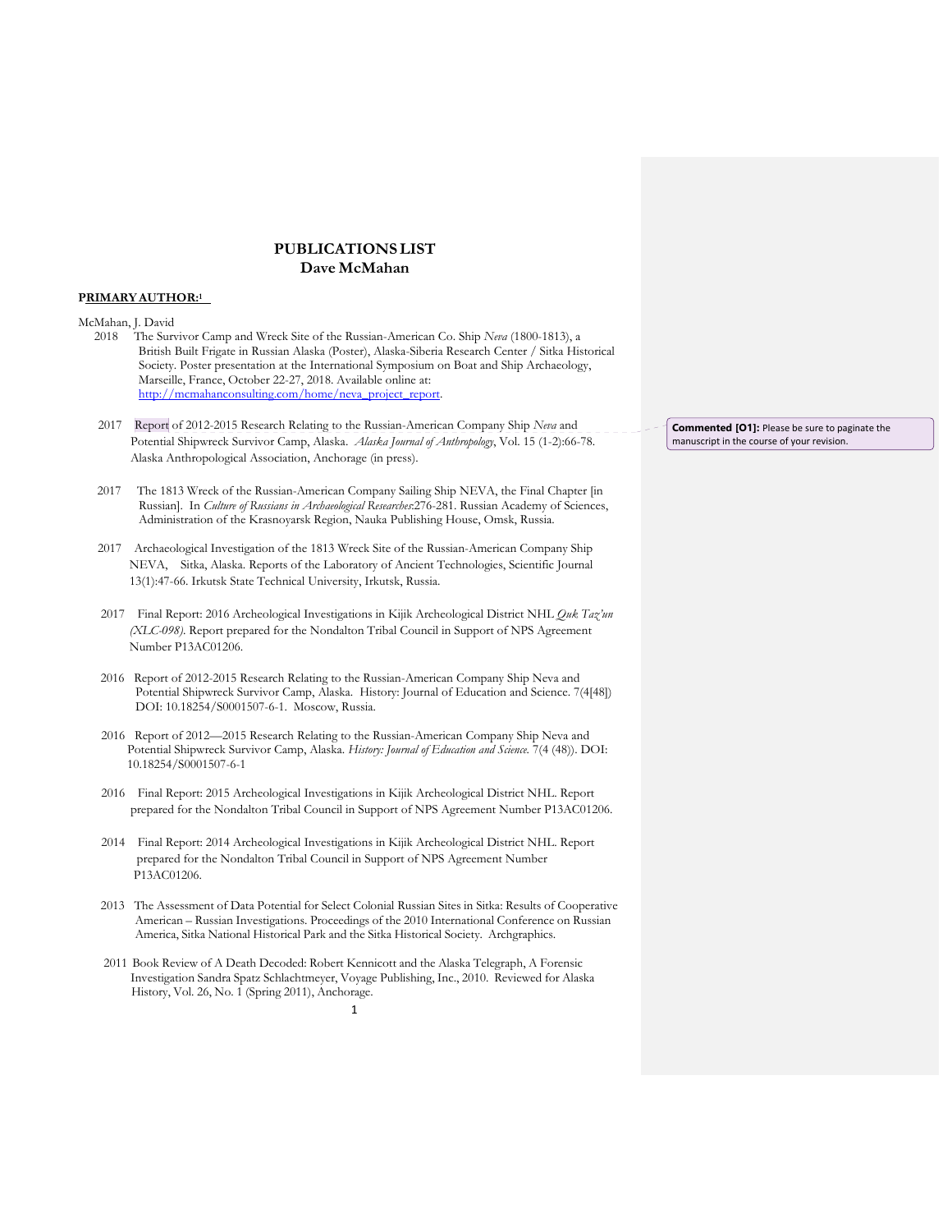# PUBLICATIONS LIST
## Dave McMahan

**PRIMARY AUTHOR:**[1]

McMahan, J. David

2018 The Survivor Camp and Wreck Site of the Russian-American Co. Ship *Neva* (1800-1813), a British Built Frigate in Russian Alaska (Poster), Alaska-Siberia Research Center / Sitka Historical Society. Poster presentation at the International Symposium on Boat and Ship Archaeology, Marseille, France, October 22-27, 2018. Available online at: http://mcmahanconsulting.com/home/neva_project_report.

2017 Report of 2012-2015 Research Relating to the Russian-American Company Ship *Neva* and Potential Shipwreck Survivor Camp, Alaska. *Alaska Journal of Anthropology*, Vol. 15 (1-2):66-78. Alaska Anthropological Association, Anchorage (in press).

> **Commented [O1]:** Please be sure to paginate the manuscript in the course of your revision.

2017 The 1813 Wreck of the Russian-American Company Sailing Ship NEVA, the Final Chapter [in Russian]. In *Culture of Russians in Archaeological Researches*:276-281. Russian Academy of Sciences, Administration of the Krasnoyarsk Region, Nauka Publishing House, Omsk, Russia.

2017 Archaeological Investigation of the 1813 Wreck Site of the Russian-American Company Ship NEVA, Sitka, Alaska. Reports of the Laboratory of Ancient Technologies, Scientific Journal 13(1):47-66. Irkutsk State Technical University, Irkutsk, Russia.

2017 Final Report: 2016 Archeological Investigations in Kijik Archeological District NHL *Quk Taz'un (XLC-098)*. Report prepared for the Nondalton Tribal Council in Support of NPS Agreement Number P13AC01206.

2016 Report of 2012-2015 Research Relating to the Russian-American Company Ship Neva and Potential Shipwreck Survivor Camp, Alaska. History: Journal of Education and Science. 7(4[48]) DOI: 10.18254/S0001507-6-1. Moscow, Russia.

2016 Report of 2012—2015 Research Relating to the Russian-American Company Ship Neva and Potential Shipwreck Survivor Camp, Alaska. *History: Journal of Education and Science*. 7(4 (48)). DOI: 10.18254/S0001507-6-1

2016 Final Report: 2015 Archeological Investigations in Kijik Archeological District NHL. Report prepared for the Nondalton Tribal Council in Support of NPS Agreement Number P13AC01206.

2014 Final Report: 2014 Archeological Investigations in Kijik Archeological District NHL. Report prepared for the Nondalton Tribal Council in Support of NPS Agreement Number P13AC01206.

2013 The Assessment of Data Potential for Select Colonial Russian Sites in Sitka: Results of Cooperative American – Russian Investigations. Proceedings of the 2010 International Conference on Russian America, Sitka National Historical Park and the Sitka Historical Society. Archgraphics.

2011 Book Review of A Death Decoded: Robert Kennicott and the Alaska Telegraph, A Forensic Investigation Sandra Spatz Schlachtmeyer, Voyage Publishing, Inc., 2010. Reviewed for Alaska History, Vol. 26, No. 1 (Spring 2011), Anchorage.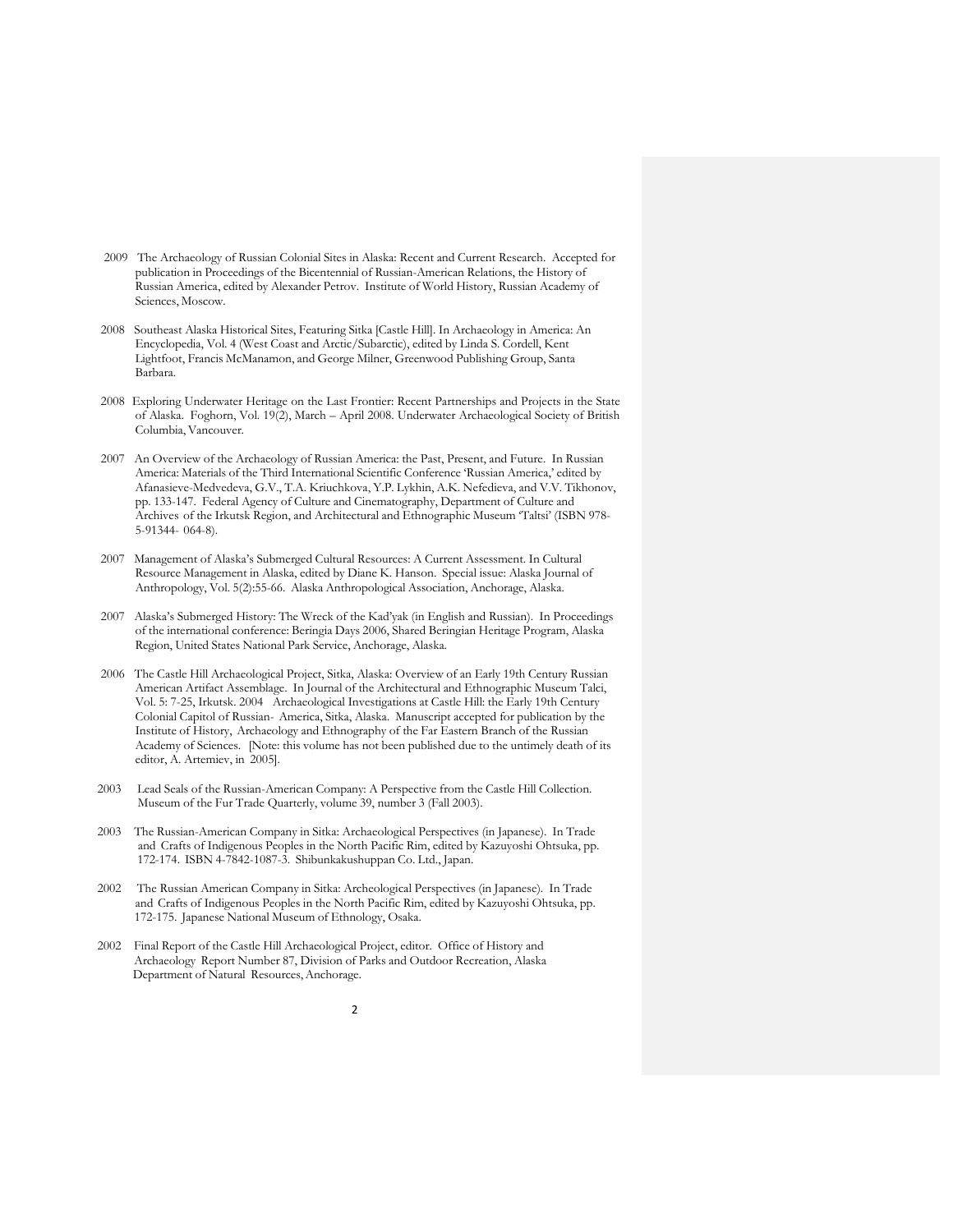2009 The Archaeology of Russian Colonial Sites in Alaska: Recent and Current Research. Accepted for publication in Proceedings of the Bicentennial of Russian-American Relations, the History of Russian America, edited by Alexander Petrov. Institute of World History, Russian Academy of Sciences, Moscow.

2008 Southeast Alaska Historical Sites, Featuring Sitka [Castle Hill]. In Archaeology in America: An Encyclopedia, Vol. 4 (West Coast and Arctic/Subarctic), edited by Linda S. Cordell, Kent Lightfoot, Francis McManamon, and George Milner, Greenwood Publishing Group, Santa Barbara.

2008 Exploring Underwater Heritage on the Last Frontier: Recent Partnerships and Projects in the State of Alaska. Foghorn, Vol. 19(2), March – April 2008. Underwater Archaeological Society of British Columbia, Vancouver.

2007 An Overview of the Archaeology of Russian America: the Past, Present, and Future. In Russian America: Materials of the Third International Scientific Conference 'Russian America,' edited by Afanasieve-Medvedeva, G.V., T.A. Kriuchkova, Y.P. Lykhin, A.K. Nefedieva, and V.V. Tikhonov, pp. 133-147. Federal Agency of Culture and Cinematography, Department of Culture and Archives of the Irkutsk Region, and Architectural and Ethnographic Museum 'Taltsi' (ISBN 978-5-91344- 064-8).

2007 Management of Alaska's Submerged Cultural Resources: A Current Assessment. In Cultural Resource Management in Alaska, edited by Diane K. Hanson. Special issue: Alaska Journal of Anthropology, Vol. 5(2):55-66. Alaska Anthropological Association, Anchorage, Alaska.

2007 Alaska's Submerged History: The Wreck of the Kad'yak (in English and Russian). In Proceedings of the international conference: Beringia Days 2006, Shared Beringian Heritage Program, Alaska Region, United States National Park Service, Anchorage, Alaska.

2006 The Castle Hill Archaeological Project, Sitka, Alaska: Overview of an Early 19th Century Russian American Artifact Assemblage. In Journal of the Architectural and Ethnographic Museum Talci, Vol. 5: 7-25, Irkutsk. 2004 Archaeological Investigations at Castle Hill: the Early 19th Century Colonial Capitol of Russian- America, Sitka, Alaska. Manuscript accepted for publication by the Institute of History, Archaeology and Ethnography of the Far Eastern Branch of the Russian Academy of Sciences. [Note: this volume has not been published due to the untimely death of its editor, A. Artemiev, in 2005].

2003 Lead Seals of the Russian-American Company: A Perspective from the Castle Hill Collection. Museum of the Fur Trade Quarterly, volume 39, number 3 (Fall 2003).

2003 The Russian-American Company in Sitka: Archaeological Perspectives (in Japanese). In Trade and Crafts of Indigenous Peoples in the North Pacific Rim, edited by Kazuyoshi Ohtsuka, pp. 172-174. ISBN 4-7842-1087-3. Shibunkakushuppan Co. Ltd., Japan.

2002 The Russian American Company in Sitka: Archeological Perspectives (in Japanese). In Trade and Crafts of Indigenous Peoples in the North Pacific Rim, edited by Kazuyoshi Ohtsuka, pp. 172-175. Japanese National Museum of Ethnology, Osaka.

2002 Final Report of the Castle Hill Archaeological Project, editor. Office of History and Archaeology Report Number 87, Division of Parks and Outdoor Recreation, Alaska Department of Natural Resources, Anchorage.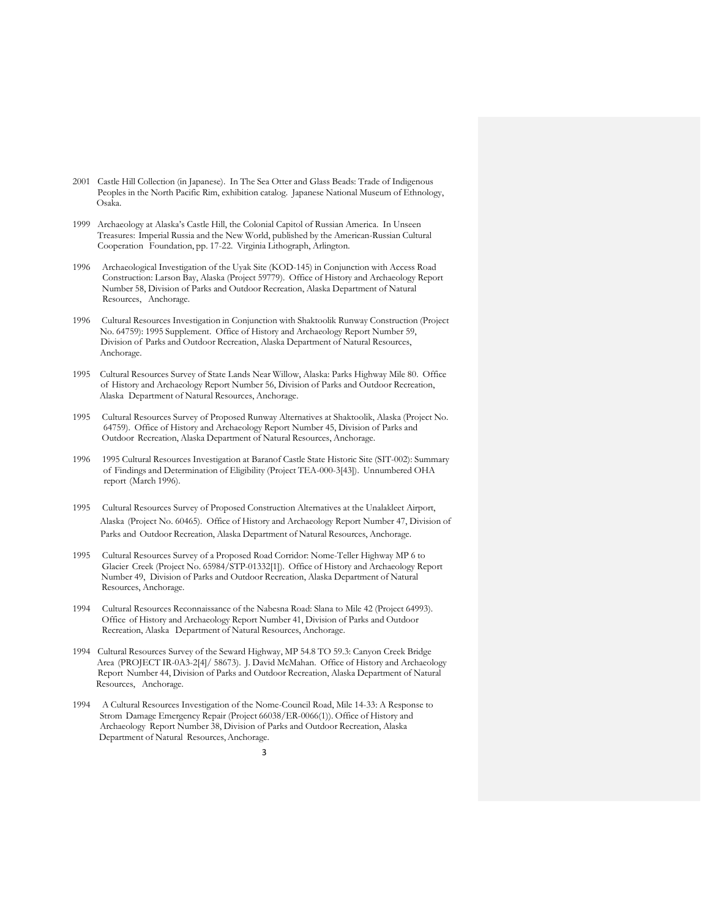2001 Castle Hill Collection (in Japanese). In The Sea Otter and Glass Beads: Trade of Indigenous Peoples in the North Pacific Rim, exhibition catalog. Japanese National Museum of Ethnology, Osaka.

1999 Archaeology at Alaska's Castle Hill, the Colonial Capitol of Russian America. In Unseen Treasures: Imperial Russia and the New World, published by the American-Russian Cultural Cooperation Foundation, pp. 17-22. Virginia Lithograph, Arlington.

1996 Archaeological Investigation of the Uyak Site (KOD-145) in Conjunction with Access Road Construction: Larson Bay, Alaska (Project 59779). Office of History and Archaeology Report Number 58, Division of Parks and Outdoor Recreation, Alaska Department of Natural Resources, Anchorage.

1996 Cultural Resources Investigation in Conjunction with Shaktoolik Runway Construction (Project No. 64759): 1995 Supplement. Office of History and Archaeology Report Number 59, Division of Parks and Outdoor Recreation, Alaska Department of Natural Resources, Anchorage.

1995 Cultural Resources Survey of State Lands Near Willow, Alaska: Parks Highway Mile 80. Office of History and Archaeology Report Number 56, Division of Parks and Outdoor Recreation, Alaska Department of Natural Resources, Anchorage.

1995 Cultural Resources Survey of Proposed Runway Alternatives at Shaktoolik, Alaska (Project No. 64759). Office of History and Archaeology Report Number 45, Division of Parks and Outdoor Recreation, Alaska Department of Natural Resources, Anchorage.

1996 1995 Cultural Resources Investigation at Baranof Castle State Historic Site (SIT-002): Summary of Findings and Determination of Eligibility (Project TEA-000-3[43]). Unnumbered OHA report (March 1996).

1995 Cultural Resources Survey of Proposed Construction Alternatives at the Unalakleet Airport, Alaska (Project No. 60465). Office of History and Archaeology Report Number 47, Division of Parks and Outdoor Recreation, Alaska Department of Natural Resources, Anchorage.

1995 Cultural Resources Survey of a Proposed Road Corridor: Nome-Teller Highway MP 6 to Glacier Creek (Project No. 65984/STP-01332[1]). Office of History and Archaeology Report Number 49, Division of Parks and Outdoor Recreation, Alaska Department of Natural Resources, Anchorage.

1994 Cultural Resources Reconnaissance of the Nabesna Road: Slana to Mile 42 (Project 64993). Office of History and Archaeology Report Number 41, Division of Parks and Outdoor Recreation, Alaska Department of Natural Resources, Anchorage.

1994 Cultural Resources Survey of the Seward Highway, MP 54.8 TO 59.3: Canyon Creek Bridge Area (PROJECT IR-0A3-2[4]/ 58673). J. David McMahan. Office of History and Archaeology Report Number 44, Division of Parks and Outdoor Recreation, Alaska Department of Natural Resources, Anchorage.

1994 A Cultural Resources Investigation of the Nome-Council Road, Mile 14-33: A Response to Strom Damage Emergency Repair (Project 66038/ER-0066(1)). Office of History and Archaeology Report Number 38, Division of Parks and Outdoor Recreation, Alaska Department of Natural Resources, Anchorage.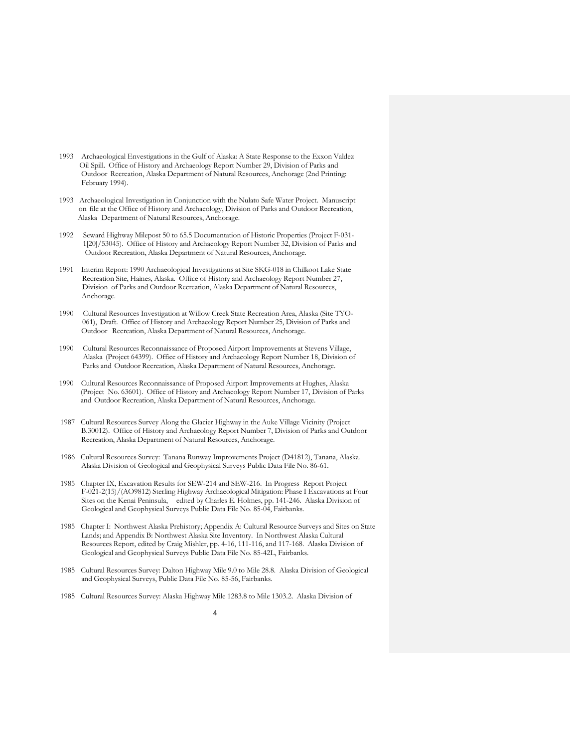1993 Archaeological Envestigations in the Gulf of Alaska: A State Response to the Exxon Valdez Oil Spill. Office of History and Archaeology Report Number 29, Division of Parks and Outdoor Recreation, Alaska Department of Natural Resources, Anchorage (2nd Printing: February 1994).

1993 Archaeological Investigation in Conjunction with the Nulato Safe Water Project. Manuscript on file at the Office of History and Archaeology, Division of Parks and Outdoor Recreation, Alaska Department of Natural Resources, Anchorage.

1992 Seward Highway Milepost 50 to 65.5 Documentation of Historic Properties (Project F-031-1[20]/53045). Office of History and Archaeology Report Number 32, Division of Parks and Outdoor Recreation, Alaska Department of Natural Resources, Anchorage.

1991 Interim Report: 1990 Archaeological Investigations at Site SKG-018 in Chilkoot Lake State Recreation Site, Haines, Alaska. Office of History and Archaeology Report Number 27, Division of Parks and Outdoor Recreation, Alaska Department of Natural Resources, Anchorage.

1990 Cultural Resources Investigation at Willow Creek State Recreation Area, Alaska (Site TYO-061), Draft. Office of History and Archaeology Report Number 25, Division of Parks and Outdoor Recreation, Alaska Department of Natural Resources, Anchorage.

1990 Cultural Resources Reconnaissance of Proposed Airport Improvements at Stevens Village, Alaska (Project 64399). Office of History and Archaeology Report Number 18, Division of Parks and Outdoor Recreation, Alaska Department of Natural Resources, Anchorage.

1990 Cultural Resources Reconnaissance of Proposed Airport Improvements at Hughes, Alaska (Project No. 63601). Office of History and Archaeology Report Number 17, Division of Parks and Outdoor Recreation, Alaska Department of Natural Resources, Anchorage.

1987 Cultural Resources Survey Along the Glacier Highway in the Auke Village Vicinity (Project B.30012). Office of History and Archaeology Report Number 7, Division of Parks and Outdoor Recreation, Alaska Department of Natural Resources, Anchorage.

1986 Cultural Resources Survey: Tanana Runway Improvements Project (D41812), Tanana, Alaska. Alaska Division of Geological and Geophysical Surveys Public Data File No. 86-61.

1985 Chapter IX, Excavation Results for SEW-214 and SEW-216. In Progress Report Project F-021-2(15)/(AO9812) Sterling Highway Archaeological Mitigation: Phase I Excavations at Four Sites on the Kenai Peninsula, edited by Charles E. Holmes, pp. 141-246. Alaska Division of Geological and Geophysical Surveys Public Data File No. 85-04, Fairbanks.

1985 Chapter I: Northwest Alaska Prehistory; Appendix A: Cultural Resource Surveys and Sites on State Lands; and Appendix B: Northwest Alaska Site Inventory. In Northwest Alaska Cultural Resources Report, edited by Craig Mishler, pp. 4-16, 111-116, and 117-168. Alaska Division of Geological and Geophysical Surveys Public Data File No. 85-42L, Fairbanks.

1985 Cultural Resources Survey: Dalton Highway Mile 9.0 to Mile 28.8. Alaska Division of Geological and Geophysical Surveys, Public Data File No. 85-56, Fairbanks.

1985 Cultural Resources Survey: Alaska Highway Mile 1283.8 to Mile 1303.2. Alaska Division of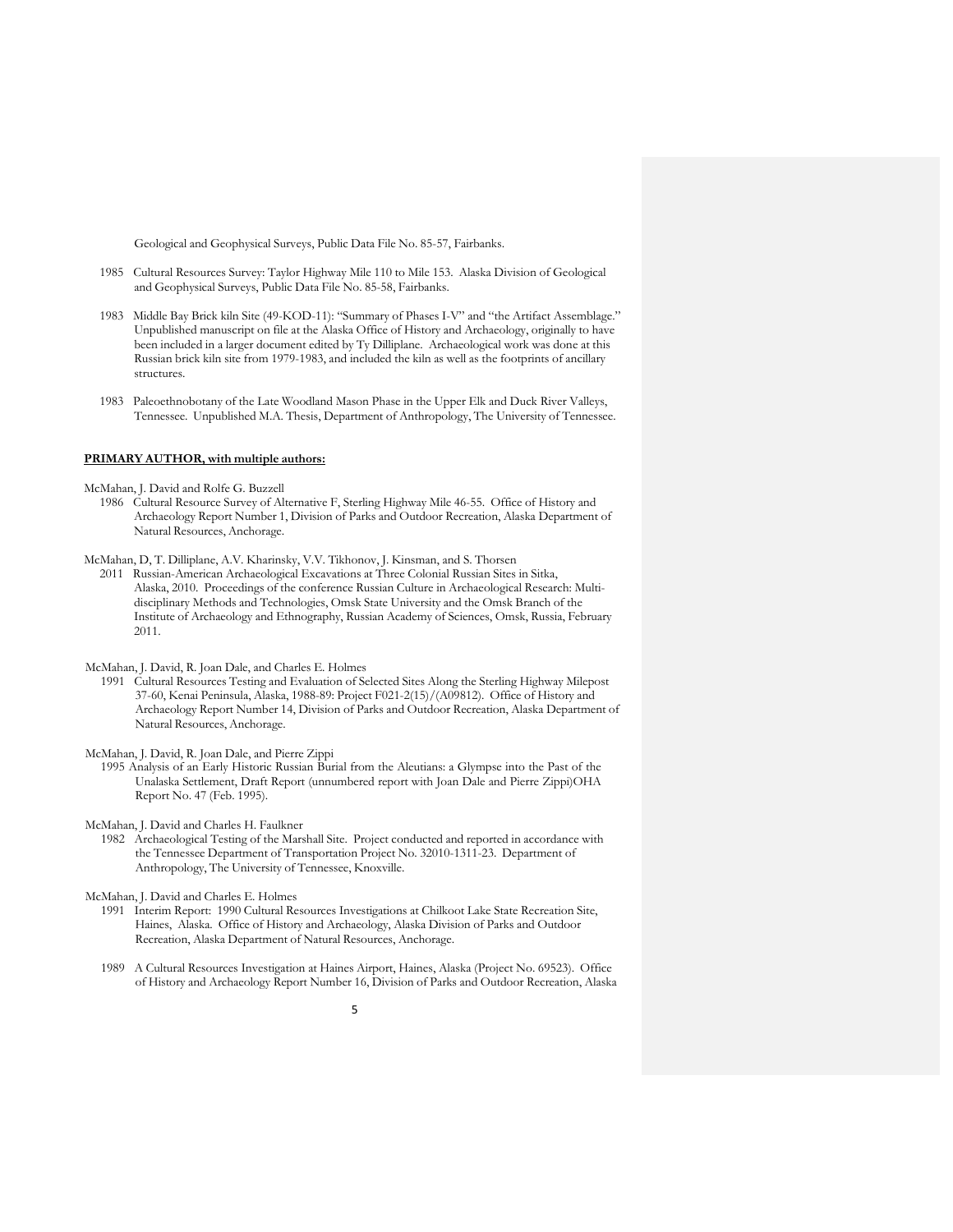Geological and Geophysical Surveys, Public Data File No. 85-57, Fairbanks.

1985 Cultural Resources Survey: Taylor Highway Mile 110 to Mile 153. Alaska Division of Geological and Geophysical Surveys, Public Data File No. 85-58, Fairbanks.

1983 Middle Bay Brick kiln Site (49-KOD-11): "Summary of Phases I-V" and "the Artifact Assemblage." Unpublished manuscript on file at the Alaska Office of History and Archaeology, originally to have been included in a larger document edited by Ty Dilliplane. Archaeological work was done at this Russian brick kiln site from 1979-1983, and included the kiln as well as the footprints of ancillary structures.

1983 Paleoethnobotany of the Late Woodland Mason Phase in the Upper Elk and Duck River Valleys, Tennessee. Unpublished M.A. Thesis, Department of Anthropology, The University of Tennessee.

**PRIMARY AUTHOR, with multiple authors:**

McMahan, J. David and Rolfe G. Buzzell

1986 Cultural Resource Survey of Alternative F, Sterling Highway Mile 46-55. Office of History and Archaeology Report Number 1, Division of Parks and Outdoor Recreation, Alaska Department of Natural Resources, Anchorage.

McMahan, D, T. Dilliplane, A.V. Kharinsky, V.V. Tikhonov, J. Kinsman, and S. Thorsen

2011 Russian-American Archaeological Excavations at Three Colonial Russian Sites in Sitka, Alaska, 2010. Proceedings of the conference Russian Culture in Archaeological Research: Multi-disciplinary Methods and Technologies, Omsk State University and the Omsk Branch of the Institute of Archaeology and Ethnography, Russian Academy of Sciences, Omsk, Russia, February 2011.

McMahan, J. David, R. Joan Dale, and Charles E. Holmes

1991 Cultural Resources Testing and Evaluation of Selected Sites Along the Sterling Highway Milepost 37-60, Kenai Peninsula, Alaska, 1988-89: Project F021-2(15)/(A09812). Office of History and Archaeology Report Number 14, Division of Parks and Outdoor Recreation, Alaska Department of Natural Resources, Anchorage.

McMahan, J. David, R. Joan Dale, and Pierre Zippi

1995 Analysis of an Early Historic Russian Burial from the Aleutians: a Glympse into the Past of the Unalaska Settlement, Draft Report (unnumbered report with Joan Dale and Pierre Zippi)OHA Report No. 47 (Feb. 1995).

McMahan, J. David and Charles H. Faulkner

1982 Archaeological Testing of the Marshall Site. Project conducted and reported in accordance with the Tennessee Department of Transportation Project No. 32010-1311-23. Department of Anthropology, The University of Tennessee, Knoxville.

McMahan, J. David and Charles E. Holmes

1991 Interim Report: 1990 Cultural Resources Investigations at Chilkoot Lake State Recreation Site, Haines, Alaska. Office of History and Archaeology, Alaska Division of Parks and Outdoor Recreation, Alaska Department of Natural Resources, Anchorage.

1989 A Cultural Resources Investigation at Haines Airport, Haines, Alaska (Project No. 69523). Office of History and Archaeology Report Number 16, Division of Parks and Outdoor Recreation, Alaska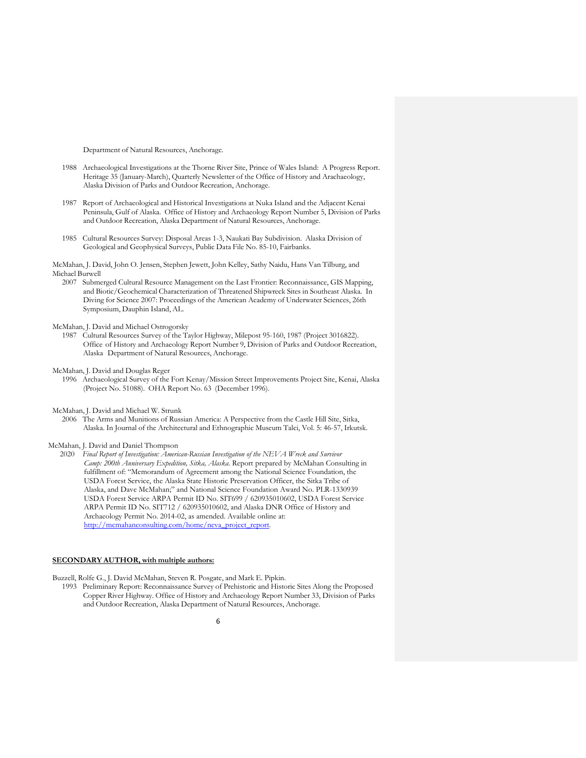Department of Natural Resources, Anchorage.

1988 Archaeological Investigations at the Thorne River Site, Prince of Wales Island: A Progress Report. Heritage 35 (January-March), Quarterly Newsletter of the Office of History and Arachaeology, Alaska Division of Parks and Outdoor Recreation, Anchorage.

1987 Report of Archaeological and Historical Investigations at Nuka Island and the Adjacent Kenai Peninsula, Gulf of Alaska. Office of History and Archaeology Report Number 5, Division of Parks and Outdoor Recreation, Alaska Department of Natural Resources, Anchorage.

1985 Cultural Resources Survey: Disposal Areas 1-3, Naukati Bay Subdivision. Alaska Division of Geological and Geophysical Surveys, Public Data File No. 85-10, Fairbanks.

McMahan, J. David, John O. Jensen, Stephen Jewett, John Kelley, Sathy Naidu, Hans Van Tilburg, and Michael Burwell

2007 Submerged Cultural Resource Management on the Last Frontier: Reconnaissance, GIS Mapping, and Biotic/Geochemical Characterization of Threatened Shipwreck Sites in Southeast Alaska. In Diving for Science 2007: Proceedings of the American Academy of Underwater Sciences, 26th Symposium, Dauphin Island, AL.

McMahan, J. David and Michael Ostrogorsky

1987 Cultural Resources Survey of the Taylor Highway, Milepost 95-160, 1987 (Project 3016822). Office of History and Archaeology Report Number 9, Division of Parks and Outdoor Recreation, Alaska Department of Natural Resources, Anchorage.

McMahan, J. David and Douglas Reger

1996 Archaeological Survey of the Fort Kenay/Mission Street Improvements Project Site, Kenai, Alaska (Project No. 51088). OHA Report No. 63 (December 1996).

McMahan, J. David and Michael W. Strunk

2006 The Arms and Munitions of Russian America: A Perspective from the Castle Hill Site, Sitka, Alaska. In Journal of the Architectural and Ethnographic Museum Talci, Vol. 5: 46-57, Irkutsk.

McMahan, J. David and Daniel Thompson

2020 *Final Report of Investigation: American-Russian Investigation of the NEVA Wreck and Survivor Camp: 200th Anniversary Expedition, Sitka, Alaska.* Report prepared by McMahan Consulting in fulfillment of: "Memorandum of Agreement among the National Science Foundation, the USDA Forest Service, the Alaska State Historic Preservation Officer, the Sitka Tribe of Alaska, and Dave McMahan;" and National Science Foundation Award No. PLR-1330939 USDA Forest Service ARPA Permit ID No. SIT699 / 620935010602, USDA Forest Service ARPA Permit ID No. SIT712 / 620935010602, and Alaska DNR Office of History and Archaeology Permit No. 2014-02, as amended. Available online at: [http://mcmahanconsulting.com/home/neva_project_report](http://mcmahanconsulting.com/home/neva_project_report).

**SECONDARY AUTHOR, with multiple authors:**

Buzzell, Rolfe G., J. David McMahan, Steven R. Posgate, and Mark E. Pipkin.

1993 Preliminary Report: Reconnaissance Survey of Prehistoric and Historic Sites Along the Proposed Copper River Highway. Office of History and Archaeology Report Number 33, Division of Parks and Outdoor Recreation, Alaska Department of Natural Resources, Anchorage.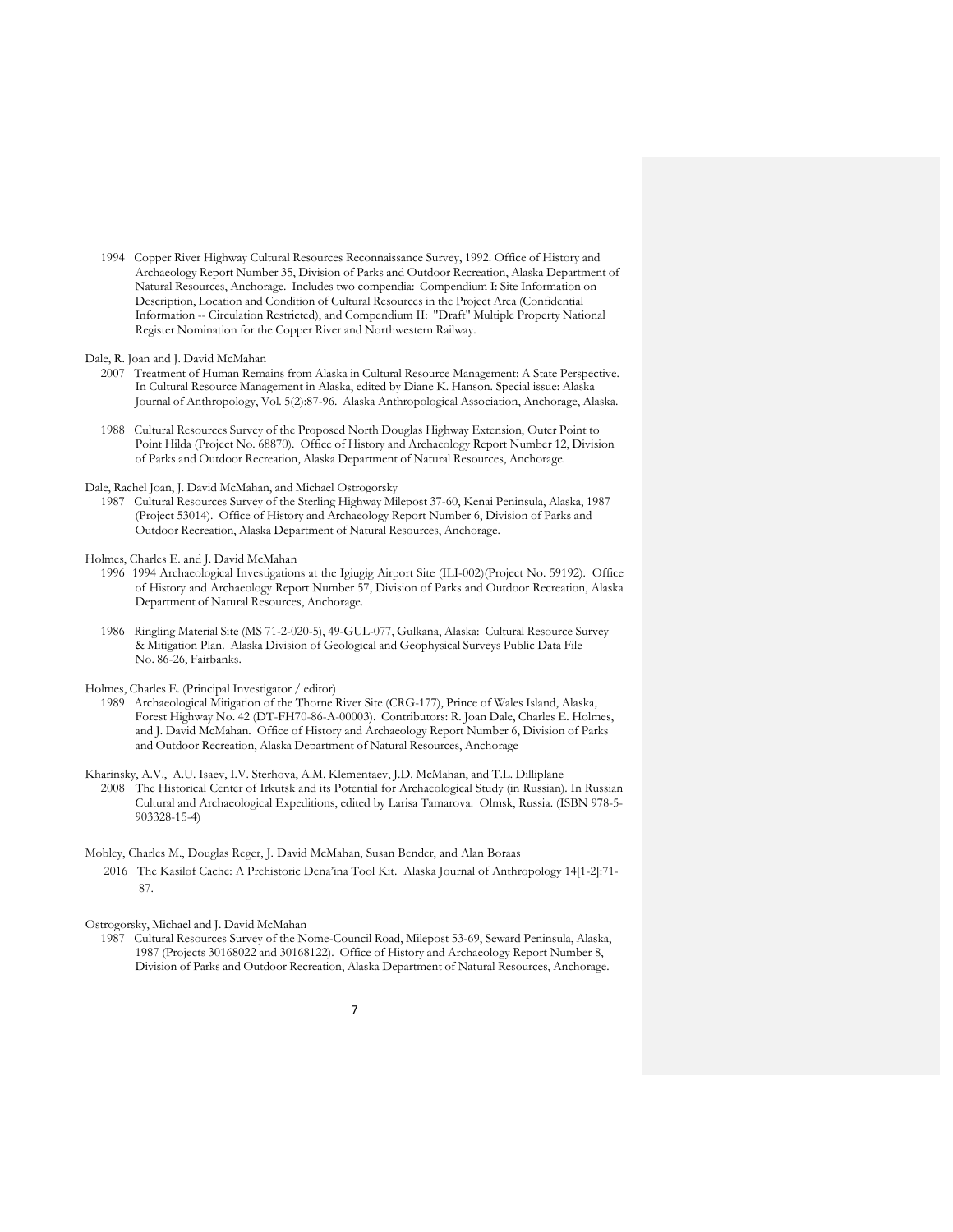1994 Copper River Highway Cultural Resources Reconnaissance Survey, 1992. Office of History and Archaeology Report Number 35, Division of Parks and Outdoor Recreation, Alaska Department of Natural Resources, Anchorage. Includes two compendia: Compendium I: Site Information on Description, Location and Condition of Cultural Resources in the Project Area (Confidential Information -- Circulation Restricted), and Compendium II: "Draft" Multiple Property National Register Nomination for the Copper River and Northwestern Railway.

Dale, R. Joan and J. David McMahan

2007 Treatment of Human Remains from Alaska in Cultural Resource Management: A State Perspective. In Cultural Resource Management in Alaska, edited by Diane K. Hanson. Special issue: Alaska Journal of Anthropology, Vol. 5(2):87-96. Alaska Anthropological Association, Anchorage, Alaska.

1988 Cultural Resources Survey of the Proposed North Douglas Highway Extension, Outer Point to Point Hilda (Project No. 68870). Office of History and Archaeology Report Number 12, Division of Parks and Outdoor Recreation, Alaska Department of Natural Resources, Anchorage.

Dale, Rachel Joan, J. David McMahan, and Michael Ostrogorsky

1987 Cultural Resources Survey of the Sterling Highway Milepost 37-60, Kenai Peninsula, Alaska, 1987 (Project 53014). Office of History and Archaeology Report Number 6, Division of Parks and Outdoor Recreation, Alaska Department of Natural Resources, Anchorage.

Holmes, Charles E. and J. David McMahan

1996 1994 Archaeological Investigations at the Igiugig Airport Site (ILI-002)(Project No. 59192). Office of History and Archaeology Report Number 57, Division of Parks and Outdoor Recreation, Alaska Department of Natural Resources, Anchorage.

1986 Ringling Material Site (MS 71-2-020-5), 49-GUL-077, Gulkana, Alaska: Cultural Resource Survey & Mitigation Plan. Alaska Division of Geological and Geophysical Surveys Public Data File No. 86-26, Fairbanks.

Holmes, Charles E. (Principal Investigator / editor)

1989 Archaeological Mitigation of the Thorne River Site (CRG-177), Prince of Wales Island, Alaska, Forest Highway No. 42 (DT-FH70-86-A-00003). Contributors: R. Joan Dale, Charles E. Holmes, and J. David McMahan. Office of History and Archaeology Report Number 6, Division of Parks and Outdoor Recreation, Alaska Department of Natural Resources, Anchorage

Kharinsky, A.V., A.U. Isaev, I.V. Sterhova, A.M. Klementaev, J.D. McMahan, and T.L. Dilliplane

2008 The Historical Center of Irkutsk and its Potential for Archaeological Study (in Russian). In Russian Cultural and Archaeological Expeditions, edited by Larisa Tamarova. Olmsk, Russia. (ISBN 978-5-903328-15-4)

Mobley, Charles M., Douglas Reger, J. David McMahan, Susan Bender, and Alan Boraas

2016 The Kasilof Cache: A Prehistoric Dena'ina Tool Kit. Alaska Journal of Anthropology 14[1-2]:71-87.

Ostrogorsky, Michael and J. David McMahan

1987 Cultural Resources Survey of the Nome-Council Road, Milepost 53-69, Seward Peninsula, Alaska, 1987 (Projects 30168022 and 30168122). Office of History and Archaeology Report Number 8, Division of Parks and Outdoor Recreation, Alaska Department of Natural Resources, Anchorage.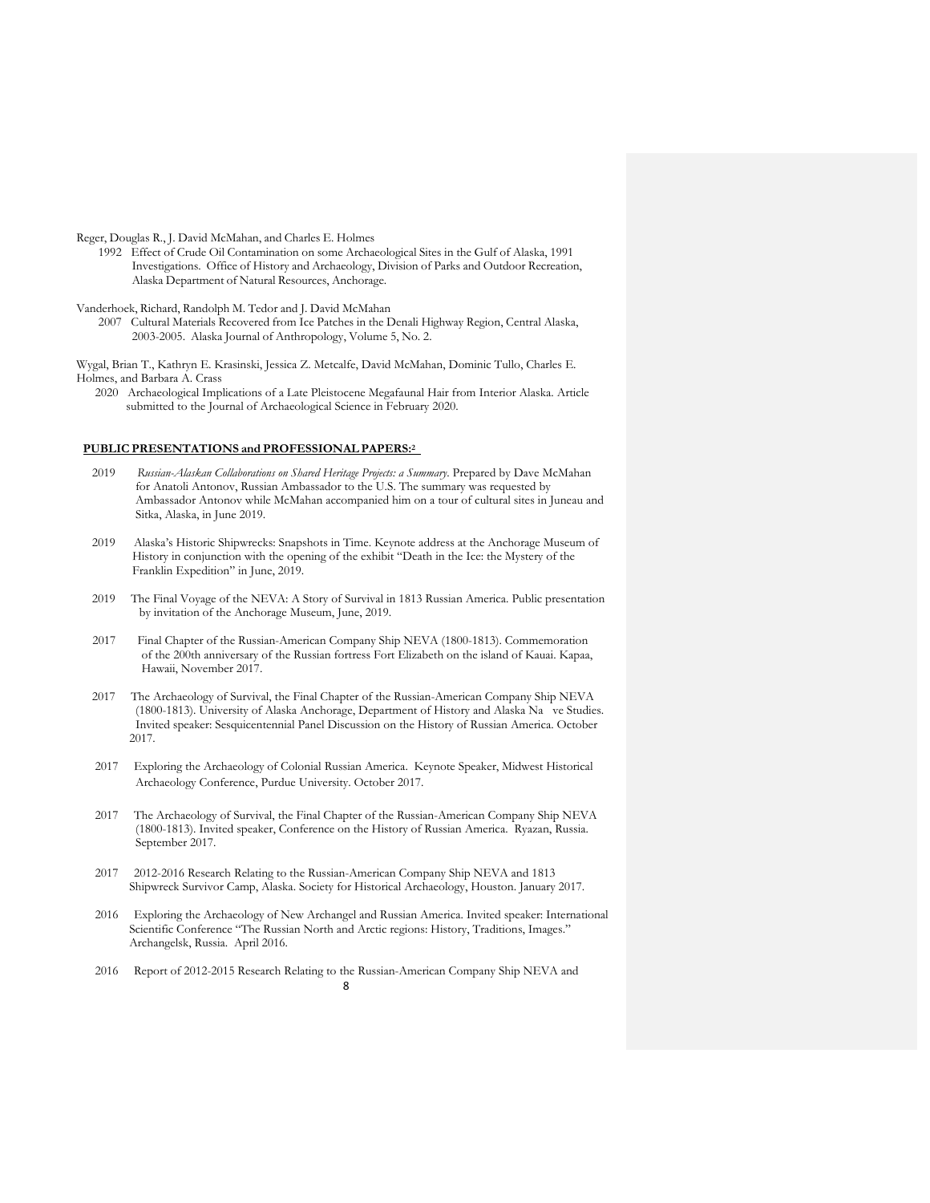Reger, Douglas R., J. David McMahan, and Charles E. Holmes

1992 Effect of Crude Oil Contamination on some Archaeological Sites in the Gulf of Alaska, 1991 Investigations. Office of History and Archaeology, Division of Parks and Outdoor Recreation, Alaska Department of Natural Resources, Anchorage.

Vanderhoek, Richard, Randolph M. Tedor and J. David McMahan

2007 Cultural Materials Recovered from Ice Patches in the Denali Highway Region, Central Alaska, 2003-2005. Alaska Journal of Anthropology, Volume 5, No. 2.

Wygal, Brian T., Kathryn E. Krasinski, Jessica Z. Metcalfe, David McMahan, Dominic Tullo, Charles E. Holmes, and Barbara A. Crass

2020 Archaeological Implications of a Late Pleistocene Megafaunal Hair from Interior Alaska. Article submitted to the Journal of Archaeological Science in February 2020.

**PUBLIC PRESENTATIONS and PROFESSIONAL PAPERS:**[2]

2019 *Russian-Alaskan Collaborations on Shared Heritage Projects: a Summary*. Prepared by Dave McMahan for Anatoli Antonov, Russian Ambassador to the U.S. The summary was requested by Ambassador Antonov while McMahan accompanied him on a tour of cultural sites in Juneau and Sitka, Alaska, in June 2019.

2019 Alaska's Historic Shipwrecks: Snapshots in Time. Keynote address at the Anchorage Museum of History in conjunction with the opening of the exhibit "Death in the Ice: the Mystery of the Franklin Expedition" in June, 2019.

2019 The Final Voyage of the NEVA: A Story of Survival in 1813 Russian America. Public presentation by invitation of the Anchorage Museum, June, 2019.

2017 Final Chapter of the Russian-American Company Ship NEVA (1800-1813). Commemoration of the 200th anniversary of the Russian fortress Fort Elizabeth on the island of Kauai. Kapaa, Hawaii, November 2017.

2017 The Archaeology of Survival, the Final Chapter of the Russian-American Company Ship NEVA (1800-1813). University of Alaska Anchorage, Department of History and Alaska Na ve Studies. Invited speaker: Sesquicentennial Panel Discussion on the History of Russian America. October 2017.

2017 Exploring the Archaeology of Colonial Russian America. Keynote Speaker, Midwest Historical Archaeology Conference, Purdue University. October 2017.

2017 The Archaeology of Survival, the Final Chapter of the Russian-American Company Ship NEVA (1800-1813). Invited speaker, Conference on the History of Russian America. Ryazan, Russia. September 2017.

2017 2012-2016 Research Relating to the Russian-American Company Ship NEVA and 1813 Shipwreck Survivor Camp, Alaska. Society for Historical Archaeology, Houston. January 2017.

2016 Exploring the Archaeology of New Archangel and Russian America. Invited speaker: International Scientific Conference "The Russian North and Arctic regions: History, Traditions, Images." Archangelsk, Russia. April 2016.

2016 Report of 2012-2015 Research Relating to the Russian-American Company Ship NEVA and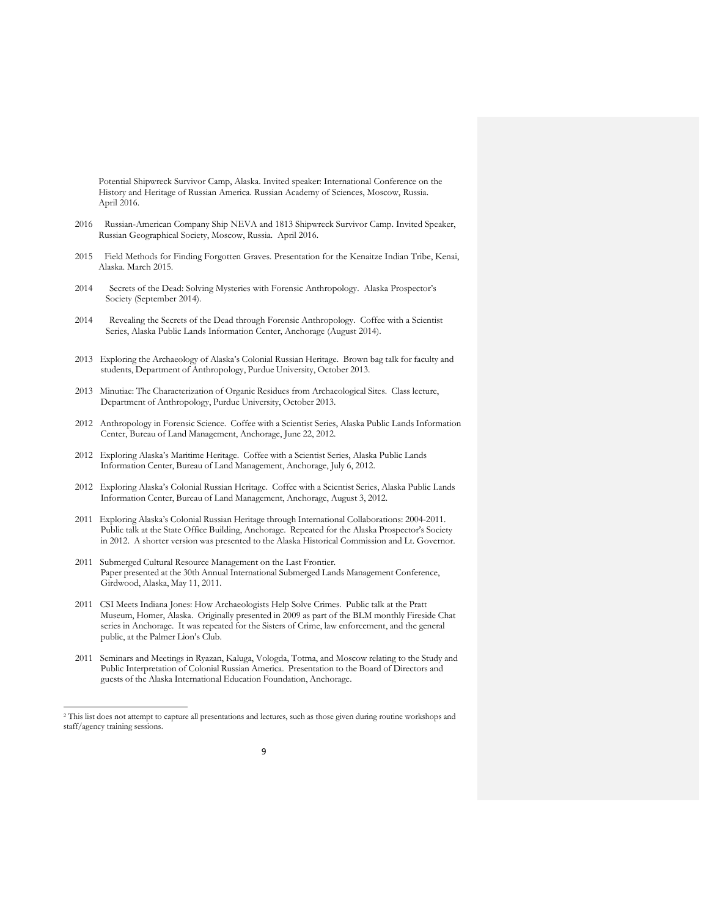Potential Shipwreck Survivor Camp, Alaska. Invited speaker: International Conference on the History and Heritage of Russian America. Russian Academy of Sciences, Moscow, Russia. April 2016.

2016 Russian-American Company Ship NEVA and 1813 Shipwreck Survivor Camp. Invited Speaker, Russian Geographical Society, Moscow, Russia. April 2016.

2015 Field Methods for Finding Forgotten Graves. Presentation for the Kenaitze Indian Tribe, Kenai, Alaska. March 2015.

2014 Secrets of the Dead: Solving Mysteries with Forensic Anthropology. Alaska Prospector's Society (September 2014).

2014 Revealing the Secrets of the Dead through Forensic Anthropology. Coffee with a Scientist Series, Alaska Public Lands Information Center, Anchorage (August 2014).

2013 Exploring the Archaeology of Alaska's Colonial Russian Heritage. Brown bag talk for faculty and students, Department of Anthropology, Purdue University, October 2013.

2013 Minutiae: The Characterization of Organic Residues from Archaeological Sites. Class lecture, Department of Anthropology, Purdue University, October 2013.

2012 Anthropology in Forensic Science. Coffee with a Scientist Series, Alaska Public Lands Information Center, Bureau of Land Management, Anchorage, June 22, 2012.

2012 Exploring Alaska's Maritime Heritage. Coffee with a Scientist Series, Alaska Public Lands Information Center, Bureau of Land Management, Anchorage, July 6, 2012.

2012 Exploring Alaska's Colonial Russian Heritage. Coffee with a Scientist Series, Alaska Public Lands Information Center, Bureau of Land Management, Anchorage, August 3, 2012.

2011 Exploring Alaska's Colonial Russian Heritage through International Collaborations: 2004-2011. Public talk at the State Office Building, Anchorage. Repeated for the Alaska Prospector's Society in 2012. A shorter version was presented to the Alaska Historical Commission and Lt. Governor.

2011 Submerged Cultural Resource Management on the Last Frontier. Paper presented at the 30th Annual International Submerged Lands Management Conference, Girdwood, Alaska, May 11, 2011.

2011 CSI Meets Indiana Jones: How Archaeologists Help Solve Crimes. Public talk at the Pratt Museum, Homer, Alaska. Originally presented in 2009 as part of the BLM monthly Fireside Chat series in Anchorage. It was repeated for the Sisters of Crime, law enforcement, and the general public, at the Palmer Lion's Club.

2011 Seminars and Meetings in Ryazan, Kaluga, Vologda, Totma, and Moscow relating to the Study and Public Interpretation of Colonial Russian America. Presentation to the Board of Directors and guests of the Alaska International Education Foundation, Anchorage.

---

[2] This list does not attempt to capture all presentations and lectures, such as those given during routine workshops and staff/agency training sessions.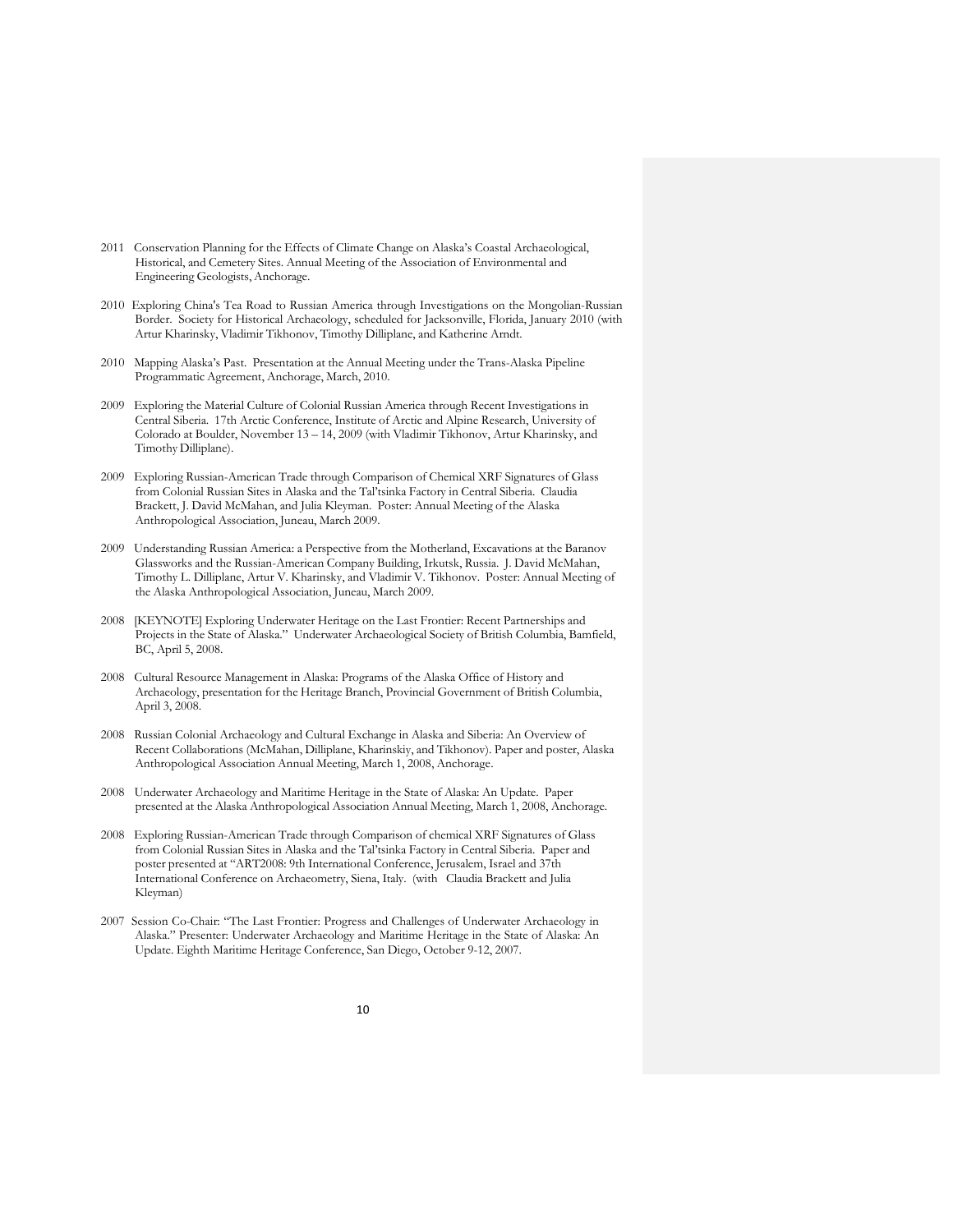2011 Conservation Planning for the Effects of Climate Change on Alaska's Coastal Archaeological, Historical, and Cemetery Sites. Annual Meeting of the Association of Environmental and Engineering Geologists, Anchorage.

2010 Exploring China's Tea Road to Russian America through Investigations on the Mongolian-Russian Border. Society for Historical Archaeology, scheduled for Jacksonville, Florida, January 2010 (with Artur Kharinsky, Vladimir Tikhonov, Timothy Dilliplane, and Katherine Arndt.

2010 Mapping Alaska's Past. Presentation at the Annual Meeting under the Trans-Alaska Pipeline Programmatic Agreement, Anchorage, March, 2010.

2009 Exploring the Material Culture of Colonial Russian America through Recent Investigations in Central Siberia. 17th Arctic Conference, Institute of Arctic and Alpine Research, University of Colorado at Boulder, November 13 – 14, 2009 (with Vladimir Tikhonov, Artur Kharinsky, and Timothy Dilliplane).

2009 Exploring Russian-American Trade through Comparison of Chemical XRF Signatures of Glass from Colonial Russian Sites in Alaska and the Tal'tsinka Factory in Central Siberia. Claudia Brackett, J. David McMahan, and Julia Kleyman. Poster: Annual Meeting of the Alaska Anthropological Association, Juneau, March 2009.

2009 Understanding Russian America: a Perspective from the Motherland, Excavations at the Baranov Glassworks and the Russian-American Company Building, Irkutsk, Russia. J. David McMahan, Timothy L. Dilliplane, Artur V. Kharinsky, and Vladimir V. Tikhonov. Poster: Annual Meeting of the Alaska Anthropological Association, Juneau, March 2009.

2008 [KEYNOTE] Exploring Underwater Heritage on the Last Frontier: Recent Partnerships and Projects in the State of Alaska." Underwater Archaeological Society of British Columbia, Bamfield, BC, April 5, 2008.

2008 Cultural Resource Management in Alaska: Programs of the Alaska Office of History and Archaeology, presentation for the Heritage Branch, Provincial Government of British Columbia, April 3, 2008.

2008 Russian Colonial Archaeology and Cultural Exchange in Alaska and Siberia: An Overview of Recent Collaborations (McMahan, Dilliplane, Kharinskiy, and Tikhonov). Paper and poster, Alaska Anthropological Association Annual Meeting, March 1, 2008, Anchorage.

2008 Underwater Archaeology and Maritime Heritage in the State of Alaska: An Update. Paper presented at the Alaska Anthropological Association Annual Meeting, March 1, 2008, Anchorage.

2008 Exploring Russian-American Trade through Comparison of chemical XRF Signatures of Glass from Colonial Russian Sites in Alaska and the Tal'tsinka Factory in Central Siberia. Paper and poster presented at "ART2008: 9th International Conference, Jerusalem, Israel and 37th International Conference on Archaeometry, Siena, Italy. (with Claudia Brackett and Julia Kleyman)

2007 Session Co-Chair: "The Last Frontier: Progress and Challenges of Underwater Archaeology in Alaska." Presenter: Underwater Archaeology and Maritime Heritage in the State of Alaska: An Update. Eighth Maritime Heritage Conference, San Diego, October 9-12, 2007.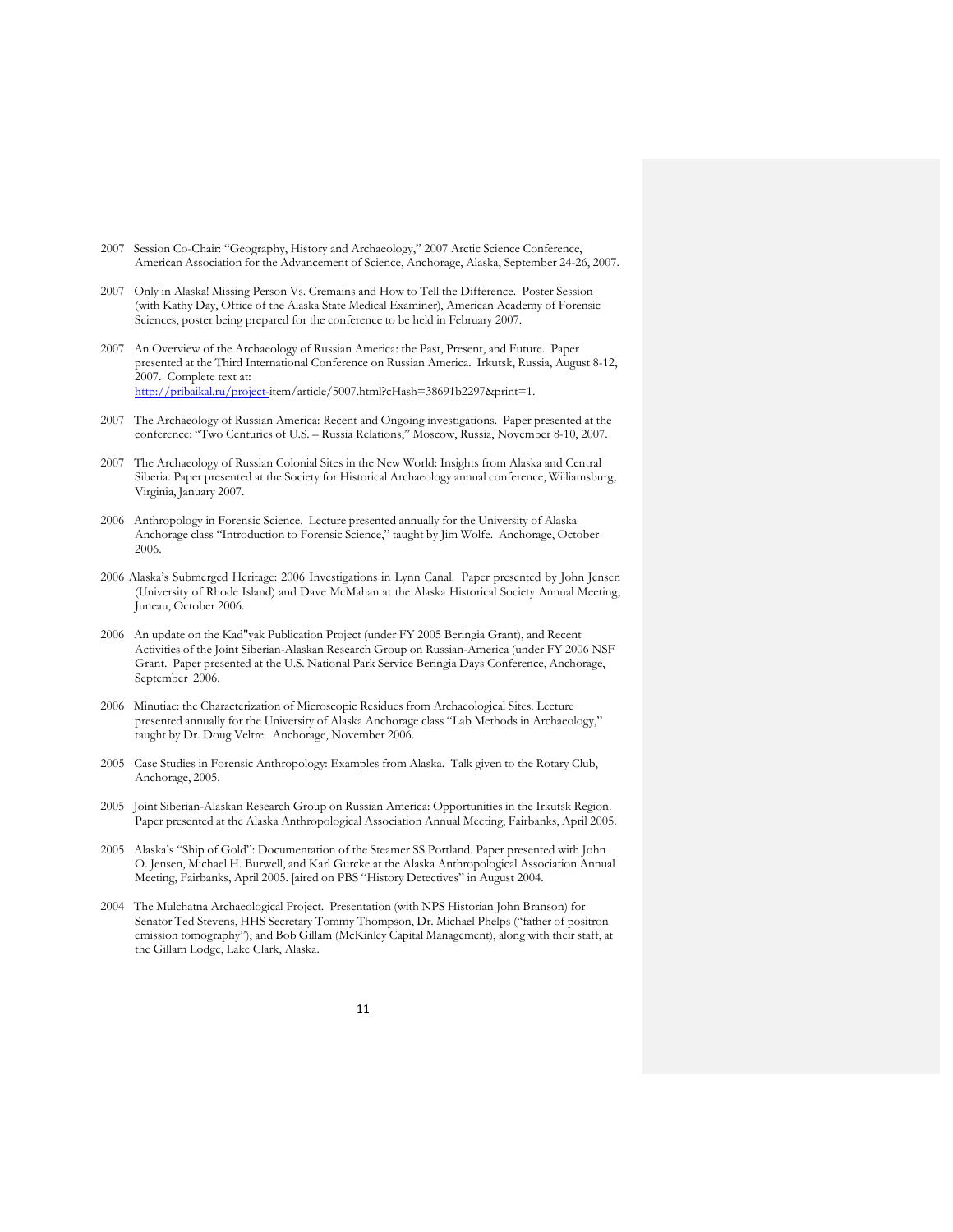2007 Session Co-Chair: "Geography, History and Archaeology," 2007 Arctic Science Conference, American Association for the Advancement of Science, Anchorage, Alaska, September 24-26, 2007.

2007 Only in Alaska! Missing Person Vs. Cremains and How to Tell the Difference. Poster Session (with Kathy Day, Office of the Alaska State Medical Examiner), American Academy of Forensic Sciences, poster being prepared for the conference to be held in February 2007.

2007 An Overview of the Archaeology of Russian America: the Past, Present, and Future. Paper presented at the Third International Conference on Russian America. Irkutsk, Russia, August 8-12, 2007. Complete text at: http://pribaikal.ru/project-item/article/5007.html?cHash=38691b2297&print=1.

2007 The Archaeology of Russian America: Recent and Ongoing investigations. Paper presented at the conference: "Two Centuries of U.S. – Russia Relations," Moscow, Russia, November 8-10, 2007.

2007 The Archaeology of Russian Colonial Sites in the New World: Insights from Alaska and Central Siberia. Paper presented at the Society for Historical Archaeology annual conference, Williamsburg, Virginia, January 2007.

2006 Anthropology in Forensic Science. Lecture presented annually for the University of Alaska Anchorage class "Introduction to Forensic Science," taught by Jim Wolfe. Anchorage, October 2006.

2006 Alaska's Submerged Heritage: 2006 Investigations in Lynn Canal. Paper presented by John Jensen (University of Rhode Island) and Dave McMahan at the Alaska Historical Society Annual Meeting, Juneau, October 2006.

2006 An update on the Kad"yak Publication Project (under FY 2005 Beringia Grant), and Recent Activities of the Joint Siberian-Alaskan Research Group on Russian-America (under FY 2006 NSF Grant. Paper presented at the U.S. National Park Service Beringia Days Conference, Anchorage, September 2006.

2006 Minutiae: the Characterization of Microscopic Residues from Archaeological Sites. Lecture presented annually for the University of Alaska Anchorage class "Lab Methods in Archaeology," taught by Dr. Doug Veltre. Anchorage, November 2006.

2005 Case Studies in Forensic Anthropology: Examples from Alaska. Talk given to the Rotary Club, Anchorage, 2005.

2005 Joint Siberian-Alaskan Research Group on Russian America: Opportunities in the Irkutsk Region. Paper presented at the Alaska Anthropological Association Annual Meeting, Fairbanks, April 2005.

2005 Alaska's "Ship of Gold": Documentation of the Steamer SS Portland. Paper presented with John O. Jensen, Michael H. Burwell, and Karl Gurcke at the Alaska Anthropological Association Annual Meeting, Fairbanks, April 2005. [aired on PBS "History Detectives" in August 2004.

2004 The Mulchatna Archaeological Project. Presentation (with NPS Historian John Branson) for Senator Ted Stevens, HHS Secretary Tommy Thompson, Dr. Michael Phelps ("father of positron emission tomography"), and Bob Gillam (McKinley Capital Management), along with their staff, at the Gillam Lodge, Lake Clark, Alaska.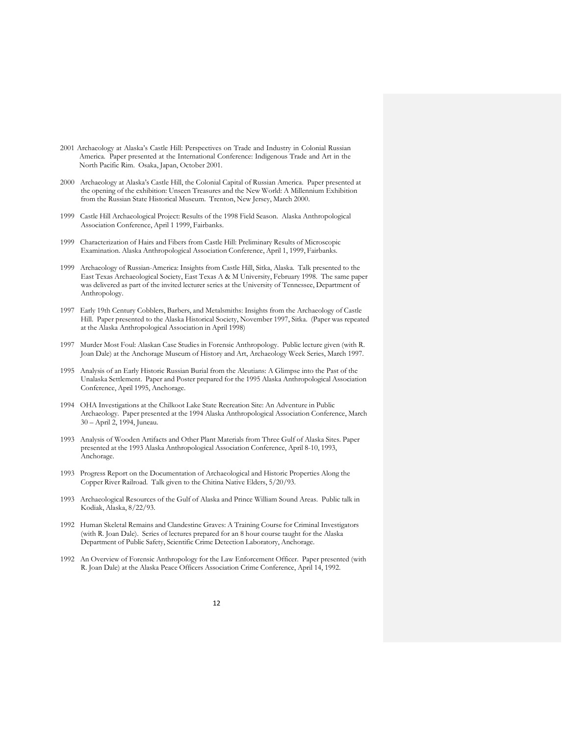2001 Archaeology at Alaska's Castle Hill: Perspectives on Trade and Industry in Colonial Russian America. Paper presented at the International Conference: Indigenous Trade and Art in the North Pacific Rim. Osaka, Japan, October 2001.

2000 Archaeology at Alaska's Castle Hill, the Colonial Capital of Russian America. Paper presented at the opening of the exhibition: Unseen Treasures and the New World: A Millennium Exhibition from the Russian State Historical Museum. Trenton, New Jersey, March 2000.

1999 Castle Hill Archaeological Project: Results of the 1998 Field Season. Alaska Anthropological Association Conference, April 1 1999, Fairbanks.

1999 Characterization of Hairs and Fibers from Castle Hill: Preliminary Results of Microscopic Examination. Alaska Anthropological Association Conference, April 1, 1999, Fairbanks.

1999 Archaeology of Russian-America: Insights from Castle Hill, Sitka, Alaska. Talk presented to the East Texas Archaeological Society, East Texas A & M University, February 1998. The same paper was delivered as part of the invited lecturer series at the University of Tennessee, Department of Anthropology.

1997 Early 19th Century Cobblers, Barbers, and Metalsmiths: Insights from the Archaeology of Castle Hill. Paper presented to the Alaska Historical Society, November 1997, Sitka. (Paper was repeated at the Alaska Anthropological Association in April 1998)

1997 Murder Most Foul: Alaskan Case Studies in Forensic Anthropology. Public lecture given (with R. Joan Dale) at the Anchorage Museum of History and Art, Archaeology Week Series, March 1997.

1995 Analysis of an Early Historic Russian Burial from the Aleutians: A Glimpse into the Past of the Unalaska Settlement. Paper and Poster prepared for the 1995 Alaska Anthropological Association Conference, April 1995, Anchorage.

1994 OHA Investigations at the Chilkoot Lake State Recreation Site: An Adventure in Public Archaeology. Paper presented at the 1994 Alaska Anthropological Association Conference, March 30 – April 2, 1994, Juneau.

1993 Analysis of Wooden Artifacts and Other Plant Materials from Three Gulf of Alaska Sites. Paper presented at the 1993 Alaska Anthropological Association Conference, April 8-10, 1993, Anchorage.

1993 Progress Report on the Documentation of Archaeological and Historic Properties Along the Copper River Railroad. Talk given to the Chitina Native Elders, 5/20/93.

1993 Archaeological Resources of the Gulf of Alaska and Prince William Sound Areas. Public talk in Kodiak, Alaska, 8/22/93.

1992 Human Skeletal Remains and Clandestine Graves: A Training Course for Criminal Investigators (with R. Joan Dale). Series of lectures prepared for an 8 hour course taught for the Alaska Department of Public Safety, Scientific Crime Detection Laboratory, Anchorage.

1992 An Overview of Forensic Anthropology for the Law Enforcement Officer. Paper presented (with R. Joan Dale) at the Alaska Peace Officers Association Crime Conference, April 14, 1992.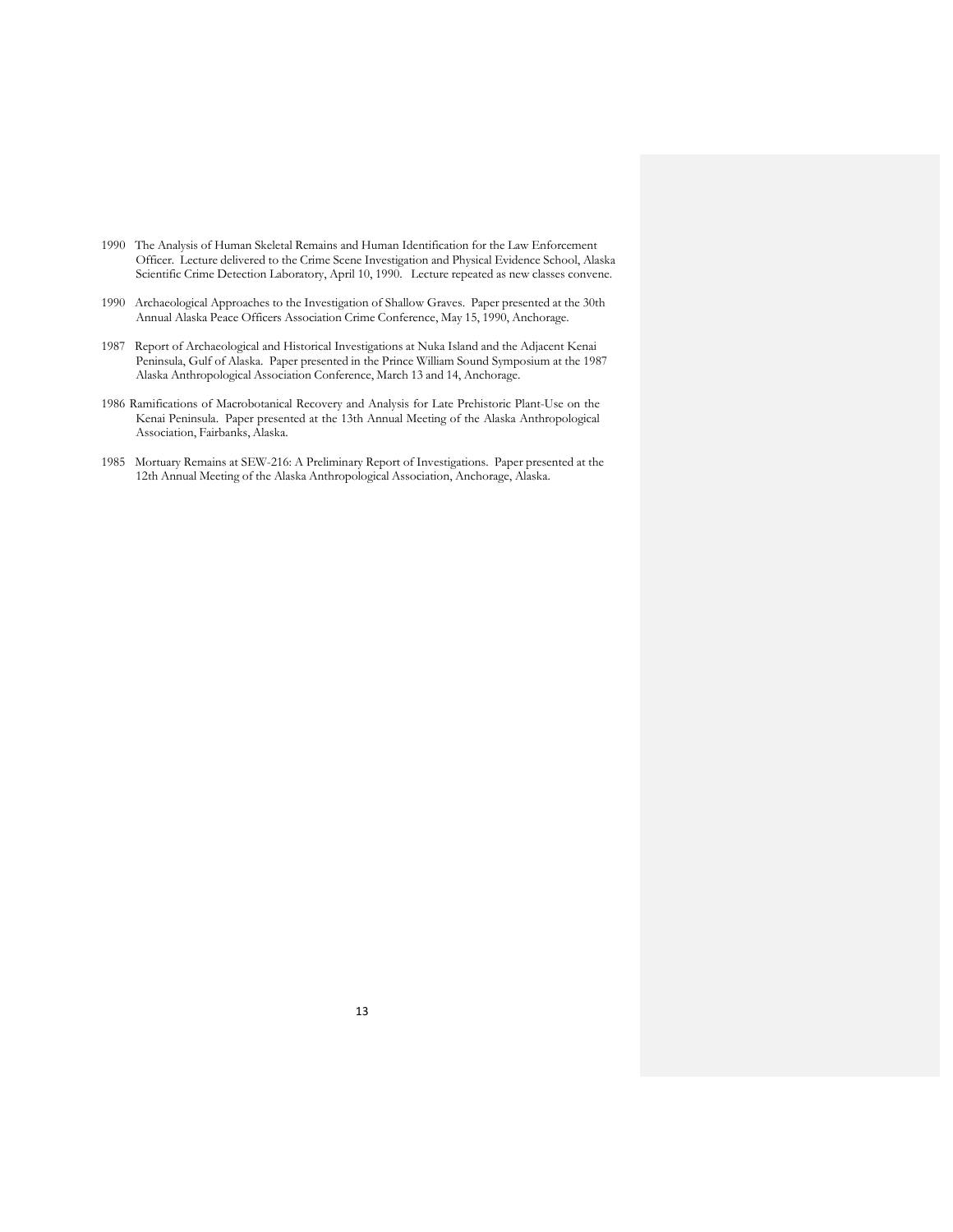1990 The Analysis of Human Skeletal Remains and Human Identification for the Law Enforcement Officer. Lecture delivered to the Crime Scene Investigation and Physical Evidence School, Alaska Scientific Crime Detection Laboratory, April 10, 1990. Lecture repeated as new classes convene.

1990 Archaeological Approaches to the Investigation of Shallow Graves. Paper presented at the 30th Annual Alaska Peace Officers Association Crime Conference, May 15, 1990, Anchorage.

1987 Report of Archaeological and Historical Investigations at Nuka Island and the Adjacent Kenai Peninsula, Gulf of Alaska. Paper presented in the Prince William Sound Symposium at the 1987 Alaska Anthropological Association Conference, March 13 and 14, Anchorage.

1986 Ramifications of Macrobotanical Recovery and Analysis for Late Prehistoric Plant-Use on the Kenai Peninsula. Paper presented at the 13th Annual Meeting of the Alaska Anthropological Association, Fairbanks, Alaska.

1985 Mortuary Remains at SEW-216: A Preliminary Report of Investigations. Paper presented at the 12th Annual Meeting of the Alaska Anthropological Association, Anchorage, Alaska.